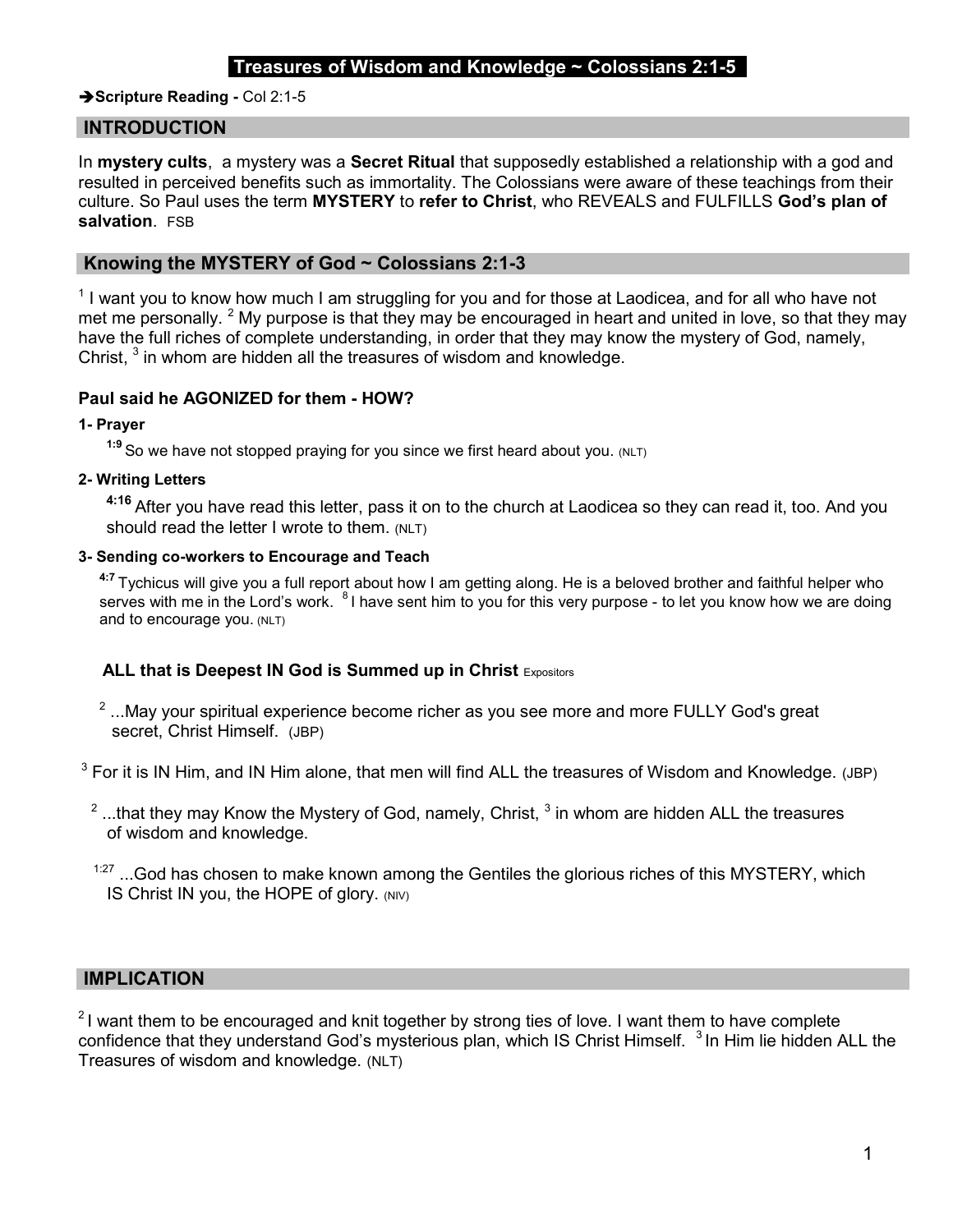# Treasures of Wisdom and Knowledge ~ Colossians 2:1-5

➔**Scripture Reading -** Col 2:1-5

## INTRODUCTION

In **mystery cults**, a mystery was a **Secret Ritual** that supposedly established a relationship with a god and resulted in perceived benefits such as immortality. The Colossians were aware of these teachings from their culture. So Paul uses the term **MYSTERY** to **refer to Christ**, who REVEALS and FULFILLS **God's plan of salvation**. FSB

## Knowing the MYSTERY of God ~ Colossians 2:1-3

[1] I want you to know how much I am struggling for you and for those at Laodicea, and for all who have not met me personally. [2] My purpose is that they may be encouraged in heart and united in love, so that they may have the full riches of complete understanding, in order that they may know the mystery of God, namely, Christ, [3] in whom are hidden all the treasures of wisdom and knowledge.

### Paul said he AGONIZED for them - HOW?

**1- Prayer**

**[1:9]** So we have not stopped praying for you since we first heard about you. (NLT)

**2- Writing Letters**

**[4:16]** After you have read this letter, pass it on to the church at Laodicea so they can read it, too. And you should read the letter I wrote to them. (NLT)

**3- Sending co-workers to Encourage and Teach**

**[4:7]** Tychicus will give you a full report about how I am getting along. He is a beloved brother and faithful helper who serves with me in the Lord's work. [8] I have sent him to you for this very purpose - to let you know how we are doing and to encourage you. (NLT)

**ALL that is Deepest IN God is Summed up in Christ** Expositors

[2] ...May your spiritual experience become richer as you see more and more FULLY God's great secret, Christ Himself. (JBP)

[3] For it is IN Him, and IN Him alone, that men will find ALL the treasures of Wisdom and Knowledge. (JBP)

[2] ...that they may Know the Mystery of God, namely, Christ, [3] in whom are hidden ALL the treasures of wisdom and knowledge.

[1:27] ...God has chosen to make known among the Gentiles the glorious riches of this MYSTERY, which IS Christ IN you, the HOPE of glory. (NIV)

## IMPLICATION

[2] I want them to be encouraged and knit together by strong ties of love. I want them to have complete confidence that they understand God's mysterious plan, which IS Christ Himself. [3] In Him lie hidden ALL the Treasures of wisdom and knowledge. (NLT)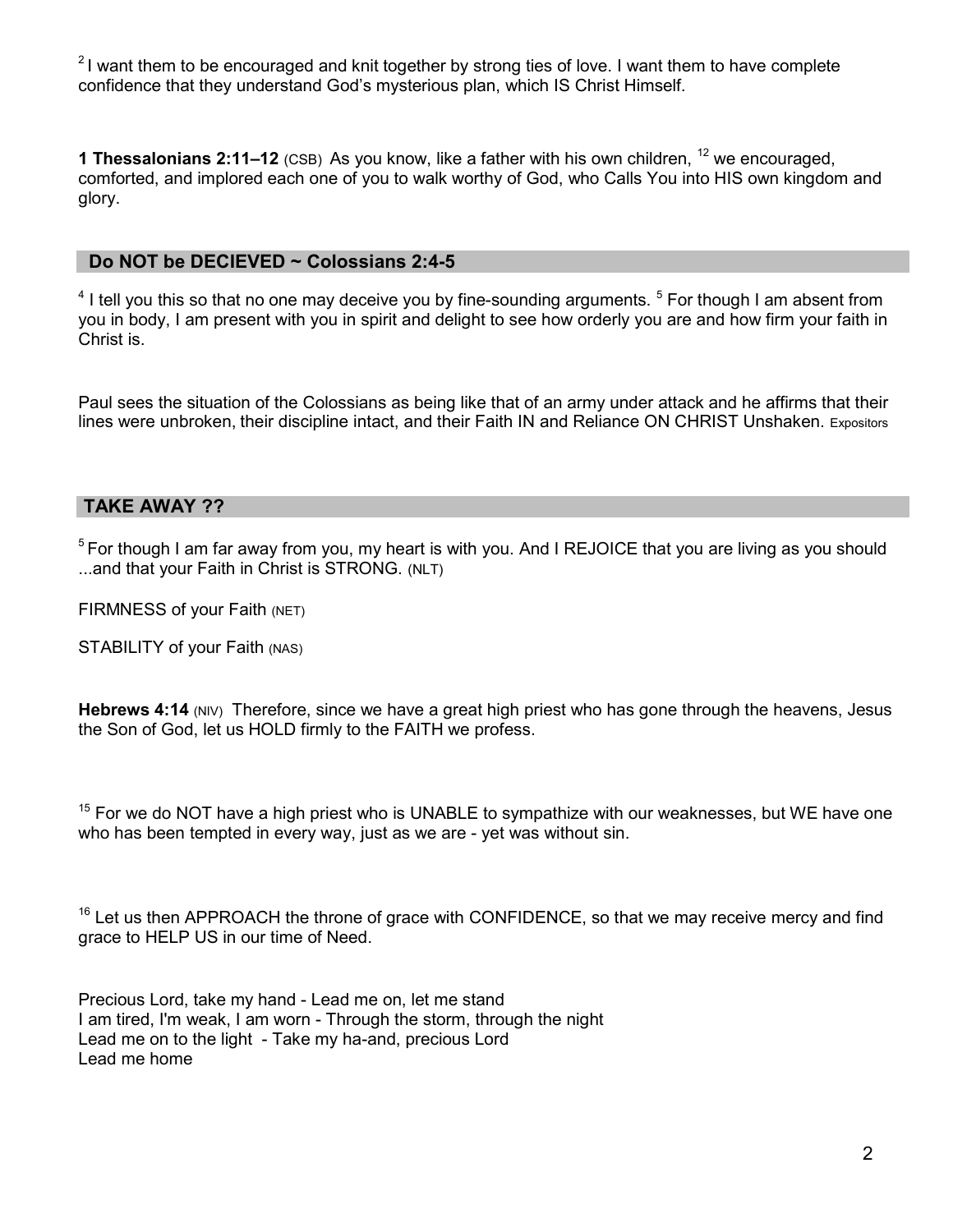[2] I want them to be encouraged and knit together by strong ties of love. I want them to have complete confidence that they understand God's mysterious plan, which IS Christ Himself.

**1 Thessalonians 2:11–12** (CSB) As you know, like a father with his own children, [12] we encouraged, comforted, and implored each one of you to walk worthy of God, who Calls You into HIS own kingdom and glory.

## Do NOT be DECIEVED ~ Colossians 2:4-5

[4] I tell you this so that no one may deceive you by fine-sounding arguments. [5] For though I am absent from you in body, I am present with you in spirit and delight to see how orderly you are and how firm your faith in Christ is.

Paul sees the situation of the Colossians as being like that of an army under attack and he affirms that their lines were unbroken, their discipline intact, and their Faith IN and Reliance ON CHRIST Unshaken. Expositors

## TAKE AWAY ??

[5] For though I am far away from you, my heart is with you. And I REJOICE that you are living as you should ...and that your Faith in Christ is STRONG. (NLT)

FIRMNESS of your Faith (NET)

STABILITY of your Faith (NAS)

**Hebrews 4:14** (NIV) Therefore, since we have a great high priest who has gone through the heavens, Jesus the Son of God, let us HOLD firmly to the FAITH we profess.

[15] For we do NOT have a high priest who is UNABLE to sympathize with our weaknesses, but WE have one who has been tempted in every way, just as we are - yet was without sin.

[16] Let us then APPROACH the throne of grace with CONFIDENCE, so that we may receive mercy and find grace to HELP US in our time of Need.

Precious Lord, take my hand - Lead me on, let me stand
I am tired, I'm weak, I am worn - Through the storm, through the night
Lead me on to the light - Take my ha-and, precious Lord
Lead me home